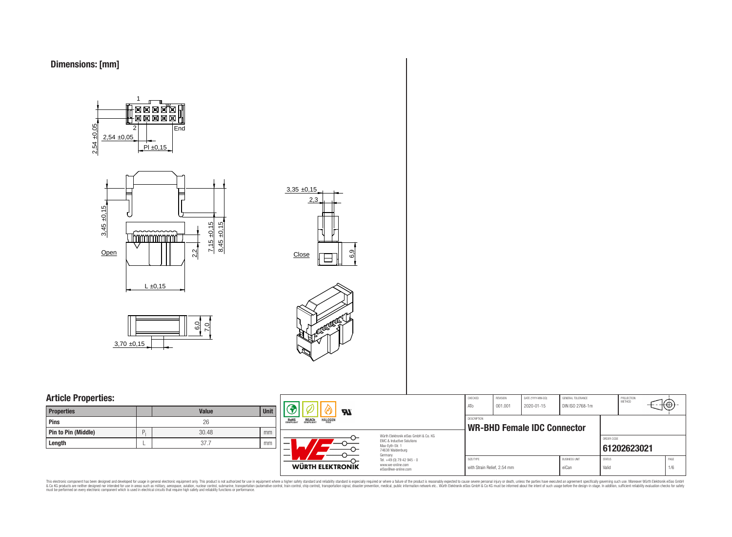## Dimensions: [mm]

1

2 End

2,54 ±0,05

2,54 ±0,05

Pl ±0,15

3,45 ±0,15

7,15 ±0,15

8,45 ±0,15

2,2

Open

L ±0,15

3,35 ±0,15

2,3

Close

6,9

6,0

7,0

3,70 ±0,15

## Article Properties:

| Properties | | Value | Unit |
|---|---|---|---|
| Pins | | 26 | |
| Pin to Pin (Middle) | $P_l$ | 30.48 | mm |
| Length | L | 37.7 | mm |

RoHS COMPLIANT | REACh COMPLIANT | HALOGEN FREE

Würth Elektronik eiSos GmbH & Co. KG
EMC & Inductive Solutions
Max-Eyth-Str. 1
74638 Waldenburg
Germany
Tel. +49 (0) 79 42 945 - 0
www.we-online.com
eiSos@we-online.com

WÜRTH ELEKTRONIK

| CHECKED | REVISION | DATE (YYYY-MM-DD) | GENERAL TOLERANCE | PROJECTION METHOD |
|---|---|---|---|---|
| ATo | 001.001 | 2020-01-15 | DIN ISO 2768-1m | |

DESCRIPTION

**WR-BHD Female IDC Connector**

ORDER CODE

**61202623021**

| SIZE/TYPE | BUSINESS UNIT | STATUS | PAGE |
|---|---|---|---|
| with Strain Relief, 2.54 mm | eiCan | Valid | 1/6 |

This electronic component has been designed and developed for usage in general electronic equipment only. This product is not authorized for use in equipment where a higher safety standard and reliability standard is especially required or where a failure of the product is reasonably expected to cause severe personal injury or death, unless the parties have executed an agreement specifically governing such use. Moreover Würth Elektronik eiSos GmbH & Co KG products are neither designed nor intended for use in areas such as military, aerospace, aviation, nuclear control, submarine, transportation (automotive control, train control, ship control), transportation signal, disaster prevention, medical, public information network etc.. Würth Elektronik eiSos GmbH & Co KG must be informed about the intent of such usage before the design-in stage. In addition, sufficient reliability evaluation checks for safety must be performed on every electronic component which is used in electrical circuits that require high safety and reliability functions or performance.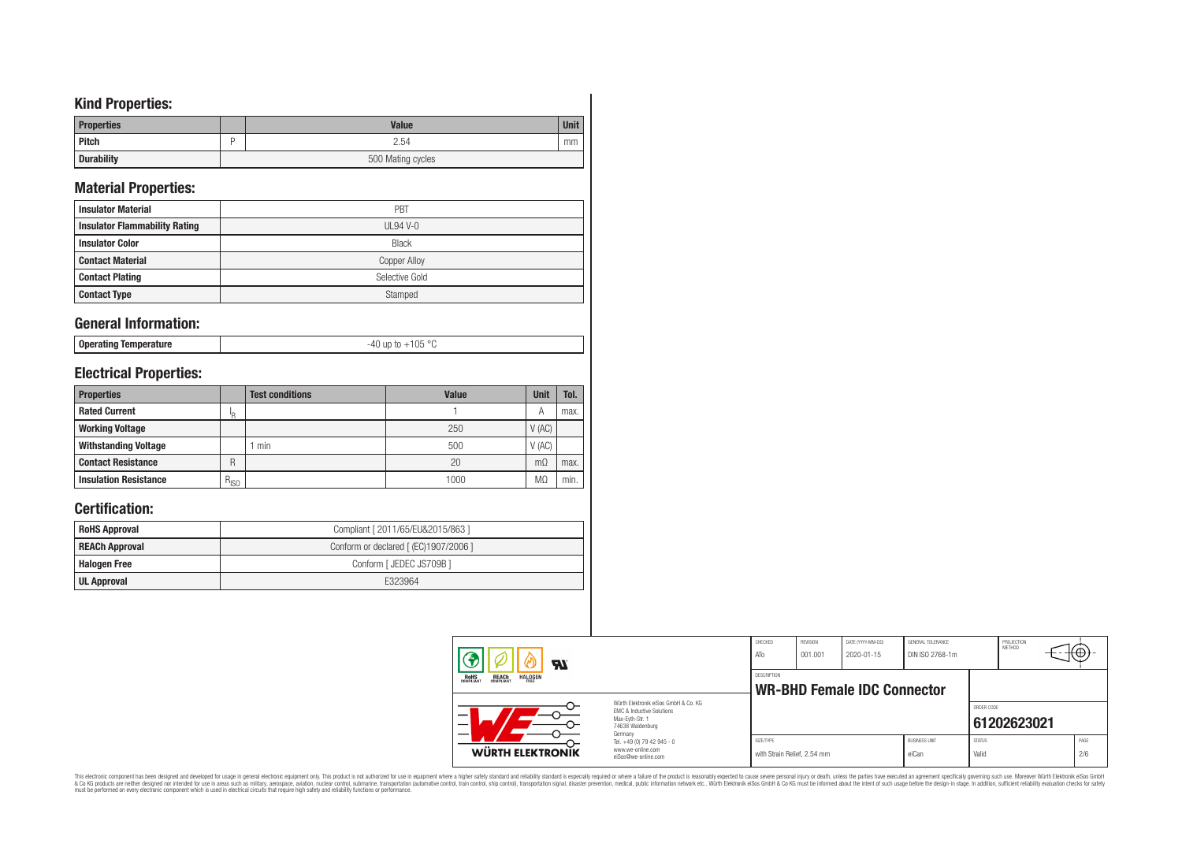## Kind Properties:

| Properties | | Value | Unit |
|---|---|---|---|
| Pitch | P | 2.54 | mm |
| Durability | | 500 Mating cycles | |

## Material Properties:

| | |
|---|---|
| Insulator Material | PBT |
| Insulator Flammability Rating | UL94 V-0 |
| Insulator Color | Black |
| Contact Material | Copper Alloy |
| Contact Plating | Selective Gold |
| Contact Type | Stamped |

## General Information:

| | |
|---|---|
| Operating Temperature | -40 up to +105 °C |

## Electrical Properties:

| Properties | | Test conditions | Value | Unit | Tol. |
|---|---|---|---|---|---|
| Rated Current | $I_R$ | | 1 | A | max. |
| Working Voltage | | | 250 | V (AC) | |
| Withstanding Voltage | | 1 min | 500 | V (AC) | |
| Contact Resistance | R | | 20 | mΩ | max. |
| Insulation Resistance | $R_{ISO}$ | | 1000 | MΩ | min. |

## Certification:

| | |
|---|---|
| RoHS Approval | Compliant [ 2011/65/EU&2015/863 ] |
| REACh Approval | Conform or declared [ (EC)1907/2006 ] |
| Halogen Free | Conform [ JEDEC JS709B ] |
| UL Approval | E323964 |

| CHECKED | REVISION | DATE (YYYY-MM-DD) | GENERAL TOLERANCE | PROJECTION METHOD |
|---|---|---|---|---|
| ATo | 001.001 | 2020-01-15 | DIN ISO 2768-1m | |

DESCRIPTION: **WR-BHD Female IDC Connector**

ORDER CODE: **61202623021**

| SIZE/TYPE | BUSINESS UNIT | STATUS | PAGE |
|---|---|---|---|
| with Strain Relief, 2.54 mm | eiCan | Valid | 2/6 |

Würth Elektronik eiSos GmbH & Co. KG
EMC & Inductive Solutions
Max-Eyth-Str. 1
74638 Waldenburg
Germany
Tel. +49 (0) 79 42 945 - 0
www.we-online.com
eiSos@we-online.com

WÜRTH ELEKTRONIK

This electronic component has been designed and developed for usage in general electronic equipment only. This product is not authorized for use in equipment where a higher safety standard and reliability standard is especially required or where a failure of the product is reasonably expected to cause severe personal injury or death, unless the parties have executed an agreement specifically governing such use. Moreover Würth Elektronik eiSos GmbH & Co KG products are neither designed nor intended for use in areas such as military, aerospace, aviation, nuclear control, submarine, transportation (automotive control, train control, ship control), transportation signal, disaster prevention, medical, public information network etc.. Würth Elektronik eiSos GmbH & Co KG must be informed about the intent of such usage before the design-in stage. In addition, sufficient reliability evaluation checks for safety must be performed on every electronic component which is used in electrical circuits that require high safety and reliability functions or performance.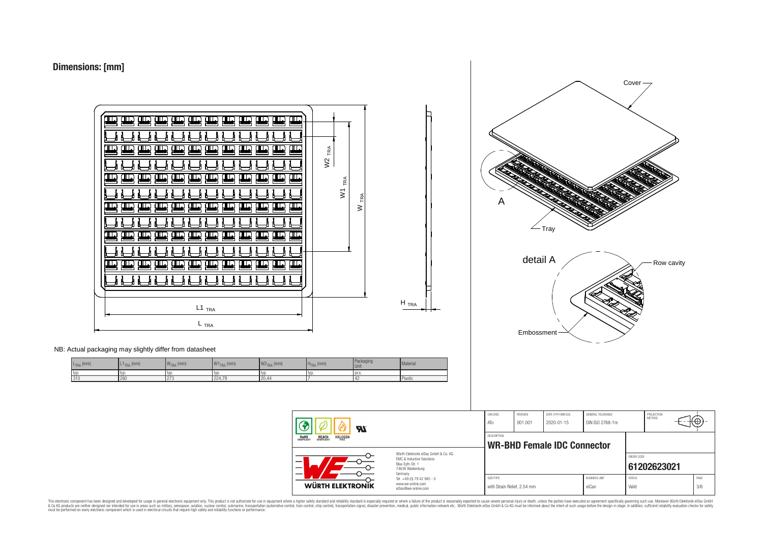## Dimensions: [mm]

Cover

A

Tray

detail A

Row cavity

Embossment

W2 TRA

W1 TRA

W TRA

H TRA

L1 TRA

L TRA

NB: Actual packaging may slightly differ from datasheet

| $L_{TRA}$ (mm) | $L1_{TRA}$ (mm) | $W_{TRA}$ (mm) | $W1_{TRA}$ (mm) | $W2_{TRA}$ (mm) | $H_{TRA}$ (mm) | Packaging Unit | Material |
|---|---|---|---|---|---|---|---|
| typ. | typ. | typ. | typ. | typ. | typ. | pcs. | |
| 310 | 280 | 273 | 224,79 | 20,44 | 7 | 42 | Plastic |

| CHECKED | REVISION | DATE (YYYY-MM-DD) | GENERAL TOLERANCE | PROJECTION METHOD |
|---|---|---|---|---|
| ATo | 001.001 | 2020-01-15 | DIN ISO 2768-1m | |

DESCRIPTION

**WR-BHD Female IDC Connector**

ORDER CODE

**61202623021**

| SIZE/TYPE | BUSINESS UNIT | STATUS | PAGE |
|---|---|---|---|
| with Strain Relief, 2.54 mm | eiCan | Valid | 3/6 |

Würth Elektronik eiSos GmbH & Co. KG
EMC & Inductive Solutions
Max-Eyth-Str. 1
74638 Waldenburg
Germany
Tel. +49 (0) 79 42 945 - 0
www.we-online.com
eiSos@we-online.com

WÜRTH ELEKTRONIK

This electronic component has been designed and developed for usage in general electronic equipment only. This product is not authorized for use in equipment where a higher safety standard and reliability standard is especially required or where a failure of the product is reasonably expected to cause severe personal injury or death, unless the parties have executed an agreement specifically governing such use. Moreover Würth Elektronik eiSos GmbH & Co KG products are neither designed nor intended for use in areas such as military, aerospace, aviation, nuclear control, submarine, transportation (automotive control, train control, ship control), transportation signal, disaster prevention, medical, public information network etc.. Würth Elektronik eiSos GmbH & Co KG must be informed about the intent of such usage before the design-in stage. In addition, sufficient reliability evaluation checks for safety must be performed on every electronic component which is used in electrical circuits that require high safety and reliability functions or performance.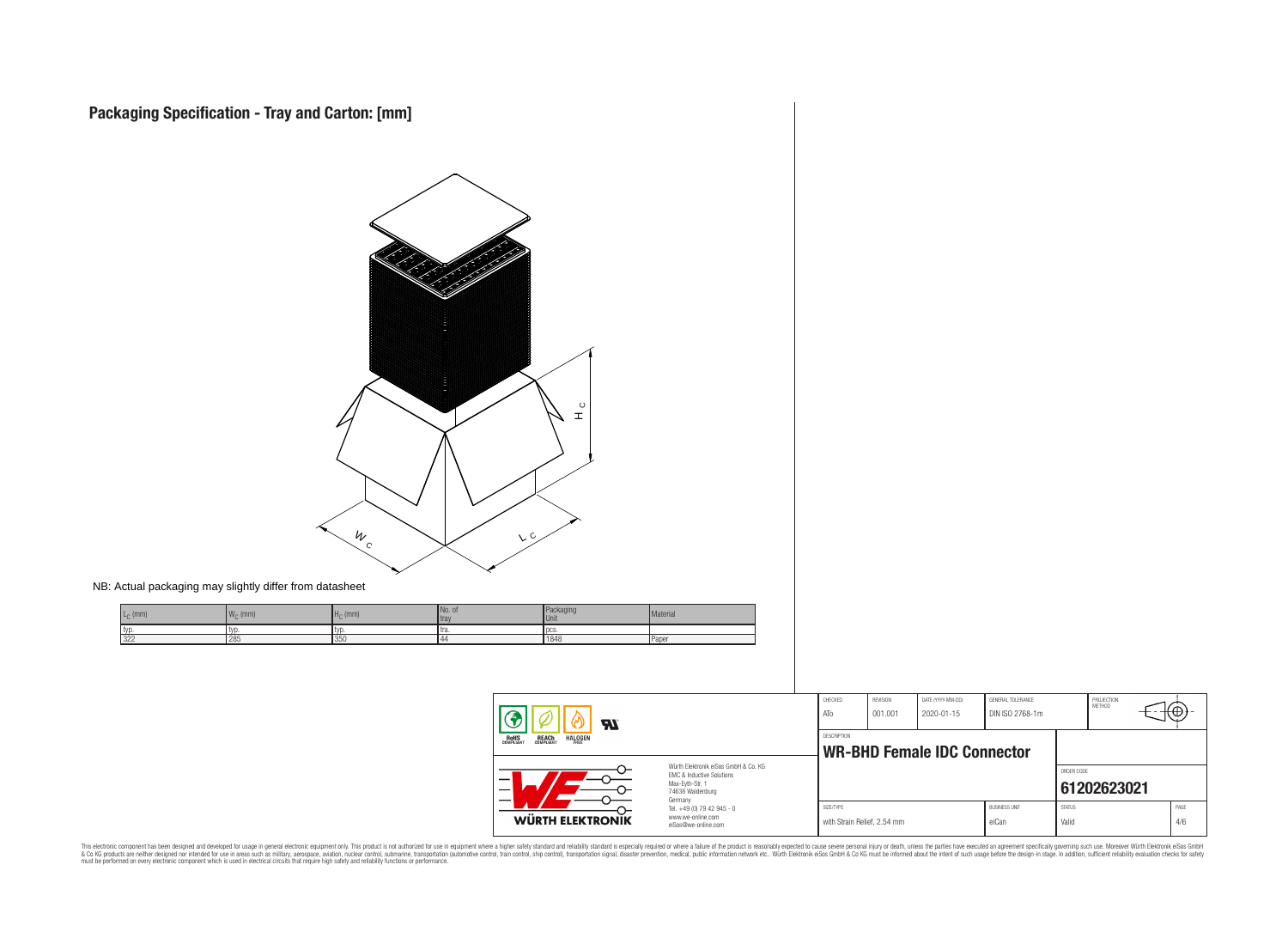# Packaging Specification - Tray and Carton: [mm]

NB: Actual packaging may slightly differ from datasheet

| $L_C$ (mm) | $W_C$ (mm) | $H_C$ (mm) | No. of tray | Packaging Unit | Material |
|---|---|---|---|---|---|
| typ. | typ. | typ. | tra. | pcs. | |
| 322 | 285 | 350 | 44 | 1848 | Paper |

| CHECKED | REVISION | DATE (YYYY-MM-DD) | GENERAL TOLERANCE | PROJECTION METHOD |
|---|---|---|---|---|
| ATo | 001.001 | 2020-01-15 | DIN ISO 2768-1m | |

DESCRIPTION

**WR-BHD Female IDC Connector**

ORDER CODE: **61202623021**

| SIZE/TYPE | BUSINESS UNIT | STATUS | PAGE |
|---|---|---|---|
| with Strain Relief, 2.54 mm | eiCan | Valid | 4/6 |

Würth Elektronik eiSos GmbH & Co. KG
EMC & Inductive Solutions
Max-Eyth-Str. 1
74638 Waldenburg
Germany
Tel. +49 (0) 79 42 945 - 0
www.we-online.com
eiSos@we-online.com

This electronic component has been designed and developed for usage in general electronic equipment only. This product is not authorized for use in equipment where a higher safety standard and reliability standard is especially required or where a failure of the product is reasonably expected to cause severe personal injury or death, unless the parties have executed an agreement specifically governing such use. Moreover Würth Elektronik eiSos GmbH & Co KG products are neither designed nor intended for use in areas such as military, aerospace, aviation, nuclear control, submarine, transportation (automotive control, train control, ship control), transportation signal, disaster prevention, medical, public information network etc.. Würth Elektronik eiSos GmbH & Co KG must be informed about the intent of such usage before the design-in stage. In addition, sufficient reliability evaluation checks for safety must be performed on every electronic component which is used in electrical circuits that require high safety and reliability functions or performance.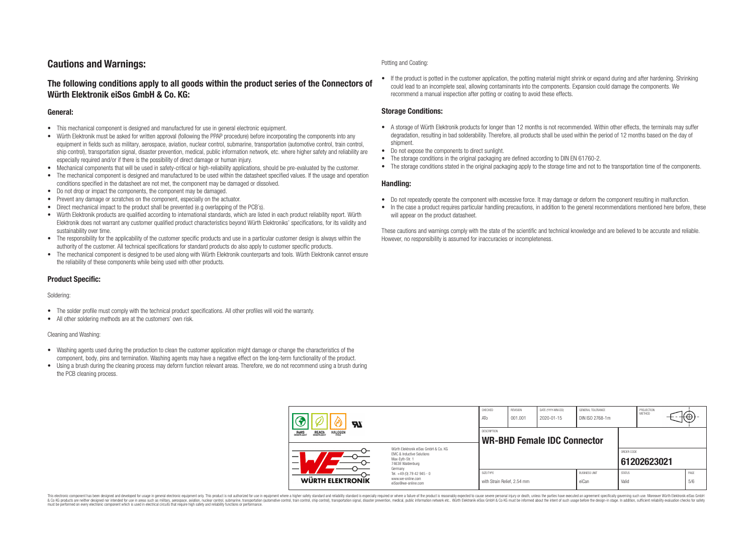## Cautions and Warnings:

### The following conditions apply to all goods within the product series of the Connectors of Würth Elektronik eiSos GmbH & Co. KG:

#### General:

- This mechanical component is designed and manufactured for use in general electronic equipment.
- Würth Elektronik must be asked for written approval (following the PPAP procedure) before incorporating the components into any equipment in fields such as military, aerospace, aviation, nuclear control, submarine, transportation (automotive control, train control, ship control), transportation signal, disaster prevention, medical, public information network, etc. where higher safety and reliability are especially required and/or if there is the possibility of direct damage or human injury.
- Mechanical components that will be used in safety-critical or high-reliability applications, should be pre-evaluated by the customer.
- The mechanical component is designed and manufactured to be used within the datasheet specified values. If the usage and operation conditions specified in the datasheet are not met, the component may be damaged or dissolved.
- Do not drop or impact the components, the component may be damaged.
- Prevent any damage or scratches on the component, especially on the actuator.
- Direct mechanical impact to the product shall be prevented (e.g overlapping of the PCB´s).
- Würth Elektronik products are qualified according to international standards, which are listed in each product reliability report. Würth Elektronik does not warrant any customer qualified product characteristics beyond Würth Elektroniks' specifications, for its validity and sustainability over time.
- The responsibility for the applicability of the customer specific products and use in a particular customer design is always within the authority of the customer. All technical specifications for standard products do also apply to customer specific products.
- The mechanical component is designed to be used along with Würth Elektronik counterparts and tools. Würth Elektronik cannot ensure the reliability of these components while being used with other products.

#### Product Specific:

Soldering:

- The solder profile must comply with the technical product specifications. All other profiles will void the warranty.
- All other soldering methods are at the customers' own risk.

Cleaning and Washing:

- Washing agents used during the production to clean the customer application might damage or change the characteristics of the component, body, pins and termination. Washing agents may have a negative effect on the long-term functionality of the product.
- Using a brush during the cleaning process may deform function relevant areas. Therefore, we do not recommend using a brush during the PCB cleaning process.

Potting and Coating:

- If the product is potted in the customer application, the potting material might shrink or expand during and after hardening. Shrinking could lead to an incomplete seal, allowing contaminants into the components. Expansion could damage the components. We recommend a manual inspection after potting or coating to avoid these effects.

#### Storage Conditions:

- A storage of Würth Elektronik products for longer than 12 months is not recommended. Within other effects, the terminals may suffer degradation, resulting in bad solderability. Therefore, all products shall be used within the period of 12 months based on the day of shipment.
- Do not expose the components to direct sunlight.
- The storage conditions in the original packaging are defined according to DIN EN 61760-2.
- The storage conditions stated in the original packaging apply to the storage time and not to the transportation time of the components.

#### Handling:

- Do not repeatedly operate the component with excessive force. It may damage or deform the component resulting in malfunction.
- In the case a product requires particular handling precautions, in addition to the general recommendations mentioned here before, these will appear on the product datasheet.

These cautions and warnings comply with the state of the scientific and technical knowledge and are believed to be accurate and reliable. However, no responsibility is assumed for inaccuracies or incompleteness.

| CHECKED | REVISION | DATE (YYYY-MM-DD) | GENERAL TOLERANCE | PROJECTION METHOD |
|---|---|---|---|---|
| ATo | 001.001 | 2020-01-15 | DIN ISO 2768-1m | |

| DESCRIPTION | | ORDER CODE |
|---|---|---|
| WR-BHD Female IDC Connector | | 61202623021 |

| SIZE/TYPE | BUSINESS UNIT | STATUS |
|---|---|---|
| with Strain Relief, 2.54 mm | eiCan | Valid |

Würth Elektronik eiSos GmbH & Co. KG
EMC & Inductive Solutions
Max-Eyth-Str. 1
74638 Waldenburg
Germany
Tel. +49 (0) 79 42 945 - 0
www.we-online.com
eiSos@we-online.com

This electronic component has been designed and developed for usage in general electronic equipment only. This product is not authorized for use in equipment where a higher safety standard and reliability standard is especially required or where a failure of the product is reasonably expected to cause severe personal injury or death, unless the parties have executed an agreement specifically governing such use. Moreover Würth Elektronik eiSos GmbH & Co KG products are neither designed nor intended for use in areas such as military, aerospace, aviation, nuclear control, submarine, transportation (automotive control, train control, ship control), transportation signal, disaster prevention, medical, public information network etc.. Würth Elektronik eiSos GmbH & Co KG must be informed about the intent of such usage before the design-in stage. In addition, sufficient reliability evaluation checks for safety must be performed on every electronic component which is used in electrical circuits that require high safety and reliability functions or performance.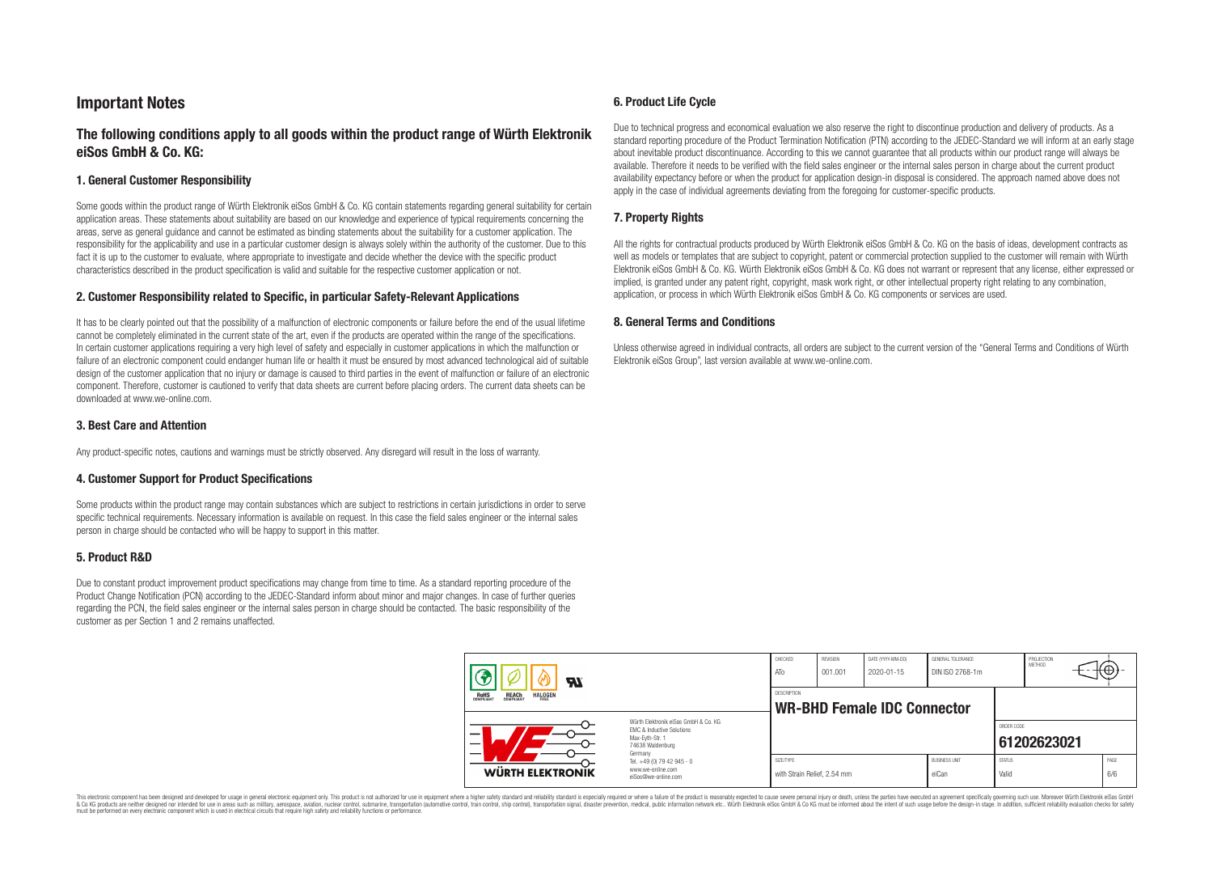# Important Notes

## The following conditions apply to all goods within the product range of Würth Elektronik eiSos GmbH & Co. KG:

### 1. General Customer Responsibility

Some goods within the product range of Würth Elektronik eiSos GmbH & Co. KG contain statements regarding general suitability for certain application areas. These statements about suitability are based on our knowledge and experience of typical requirements concerning the areas, serve as general guidance and cannot be estimated as binding statements about the suitability for a customer application. The responsibility for the applicability and use in a particular customer design is always solely within the authority of the customer. Due to this fact it is up to the customer to evaluate, where appropriate to investigate and decide whether the device with the specific product characteristics described in the product specification is valid and suitable for the respective customer application or not.

### 2. Customer Responsibility related to Specific, in particular Safety-Relevant Applications

It has to be clearly pointed out that the possibility of a malfunction of electronic components or failure before the end of the usual lifetime cannot be completely eliminated in the current state of the art, even if the products are operated within the range of the specifications. In certain customer applications requiring a very high level of safety and especially in customer applications in which the malfunction or failure of an electronic component could endanger human life or health it must be ensured by most advanced technological aid of suitable design of the customer application that no injury or damage is caused to third parties in the event of malfunction or failure of an electronic component. Therefore, customer is cautioned to verify that data sheets are current before placing orders. The current data sheets can be downloaded at www.we-online.com.

### 3. Best Care and Attention

Any product-specific notes, cautions and warnings must be strictly observed. Any disregard will result in the loss of warranty.

### 4. Customer Support for Product Specifications

Some products within the product range may contain substances which are subject to restrictions in certain jurisdictions in order to serve specific technical requirements. Necessary information is available on request. In this case the field sales engineer or the internal sales person in charge should be contacted who will be happy to support in this matter.

### 5. Product R&D

Due to constant product improvement product specifications may change from time to time. As a standard reporting procedure of the Product Change Notification (PCN) according to the JEDEC-Standard inform about minor and major changes. In case of further queries regarding the PCN, the field sales engineer or the internal sales person in charge should be contacted. The basic responsibility of the customer as per Section 1 and 2 remains unaffected.

### 6. Product Life Cycle

Due to technical progress and economical evaluation we also reserve the right to discontinue production and delivery of products. As a standard reporting procedure of the Product Termination Notification (PTN) according to the JEDEC-Standard we will inform at an early stage about inevitable product discontinuance. According to this we cannot guarantee that all products within our product range will always be available. Therefore it needs to be verified with the field sales engineer or the internal sales person in charge about the current product availability expectancy before or when the product for application design-in disposal is considered. The approach named above does not apply in the case of individual agreements deviating from the foregoing for customer-specific products.

### 7. Property Rights

All the rights for contractual products produced by Würth Elektronik eiSos GmbH & Co. KG on the basis of ideas, development contracts as well as models or templates that are subject to copyright, patent or commercial protection supplied to the customer will remain with Würth Elektronik eiSos GmbH & Co. KG. Würth Elektronik eiSos GmbH & Co. KG does not warrant or represent that any license, either expressed or implied, is granted under any patent right, copyright, mask work right, or other intellectual property right relating to any combination, application, or process in which Würth Elektronik eiSos GmbH & Co. KG components or services are used.

### 8. General Terms and Conditions

Unless otherwise agreed in individual contracts, all orders are subject to the current version of the "General Terms and Conditions of Würth Elektronik eiSos Group", last version available at www.we-online.com.

| CHECKED | REVISION | DATE (YYYY-MM-DD) | GENERAL TOLERANCE | PROJECTION METHOD |
|---|---|---|---|---|
| ATo | 001.001 | 2020-01-15 | DIN ISO 2768-1m | |

DESCRIPTION: **WR-BHD Female IDC Connector**

ORDER CODE: **61202623021**

| SIZE/TYPE | BUSINESS UNIT | STATUS | PAGE |
|---|---|---|---|
| with Strain Relief, 2.54 mm | eiCan | Valid | 6/6 |

Würth Elektronik eiSos GmbH & Co. KG
EMC & Inductive Solutions
Max-Eyth-Str. 1
74638 Waldenburg
Germany
Tel. +49 (0) 79 42 945 - 0
www.we-online.com
eiSos@we-online.com

This electronic component has been designed and developed for usage in general electronic equipment only. This product is not authorized for use in equipment where a higher safety standard and reliability standard is especially required or where a failure of the product is reasonably expected to cause severe personal injury or death, unless the parties have executed an agreement specifically governing such use. Moreover Würth Elektronik eiSos GmbH & Co KG products are neither designed nor intended for use in areas such as military, aerospace, aviation, nuclear control, submarine, transportation (automotive control, train control, ship control), transportation signal, disaster prevention, medical, public information network etc.. Würth Elektronik eiSos GmbH & Co KG must be informed about the intent of such usage before the design-in stage. In addition, sufficient reliability evaluation checks for safety must be performed on every electronic component which is used in electrical circuits that require high safety and reliability functions or performance.